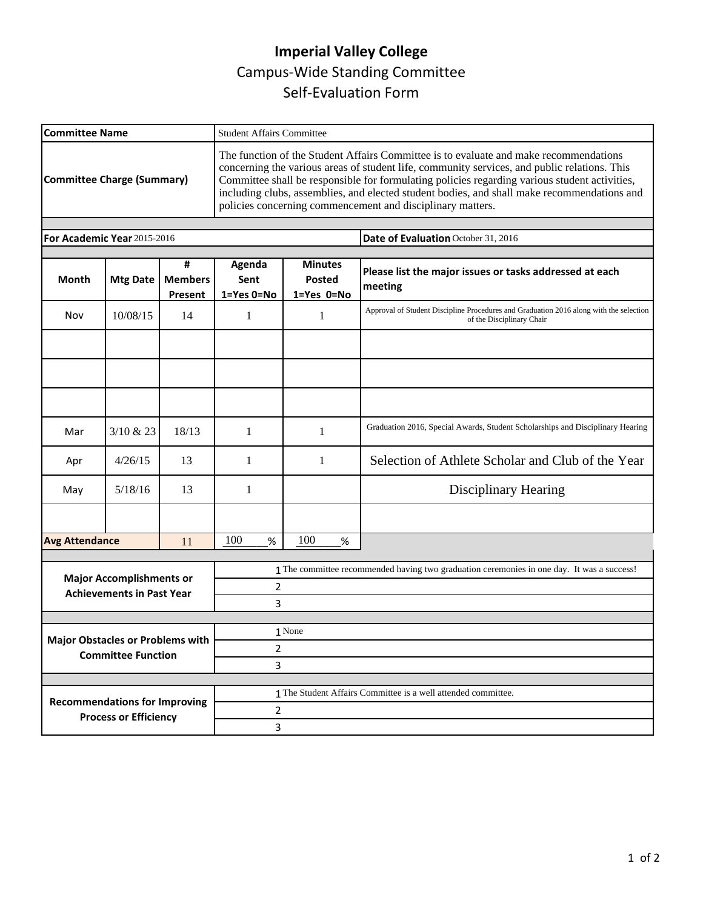# Imperial Valley College

## Campus-Wide Standing Committee

## Self-Evaluation Form

| | |
|---|---|
| **Committee Name** | Student Affairs Committee |
| **Committee Charge (Summary)** | The function of the Student Affairs Committee is to evaluate and make recommendations concerning the various areas of student life, community services, and public relations. This Committee shall be responsible for formulating policies regarding various student activities, including clubs, assemblies, and elected student bodies, and shall make recommendations and policies concerning commencement and disciplinary matters. |

**For Academic Year** 2015-2016 **Date of Evaluation** October 31, 2016

| Month | Mtg Date | # Members Present | Agenda Sent 1=Yes 0=No | Minutes Posted 1=Yes 0=No | Please list the major issues or tasks addressed at each meeting |
|---|---|---|---|---|---|
| Nov | 10/08/15 | 14 | 1 | 1 | Approval of Student Discipline Procedures and Graduation 2016 along with the selection of the Disciplinary Chair |
| | | | | | |
| | | | | | |
| | | | | | |
| Mar | 3/10 & 23 | 18/13 | 1 | 1 | Graduation 2016, Special Awards, Student Scholarships and Disciplinary Hearing |
| Apr | 4/26/15 | 13 | 1 | 1 | Selection of Athlete Scholar and Club of the Year |
| May | 5/18/16 | 13 | 1 | | Disciplinary Hearing |
| | | | | | |
| **Avg Attendance** | | 11 | 100 % | 100 % | |

| | |
|---|---|
| **Major Accomplishments or Achievements in Past Year** | 1 The committee recommended having two graduation ceremonies in one day. It was a success! |
| | 2 |
| | 3 |
| **Major Obstacles or Problems with Committee Function** | 1 None |
| | 2 |
| | 3 |
| **Recommendations for Improving Process or Efficiency** | 1 The Student Affairs Committee is a well attended committee. |
| | 2 |
| | 3 |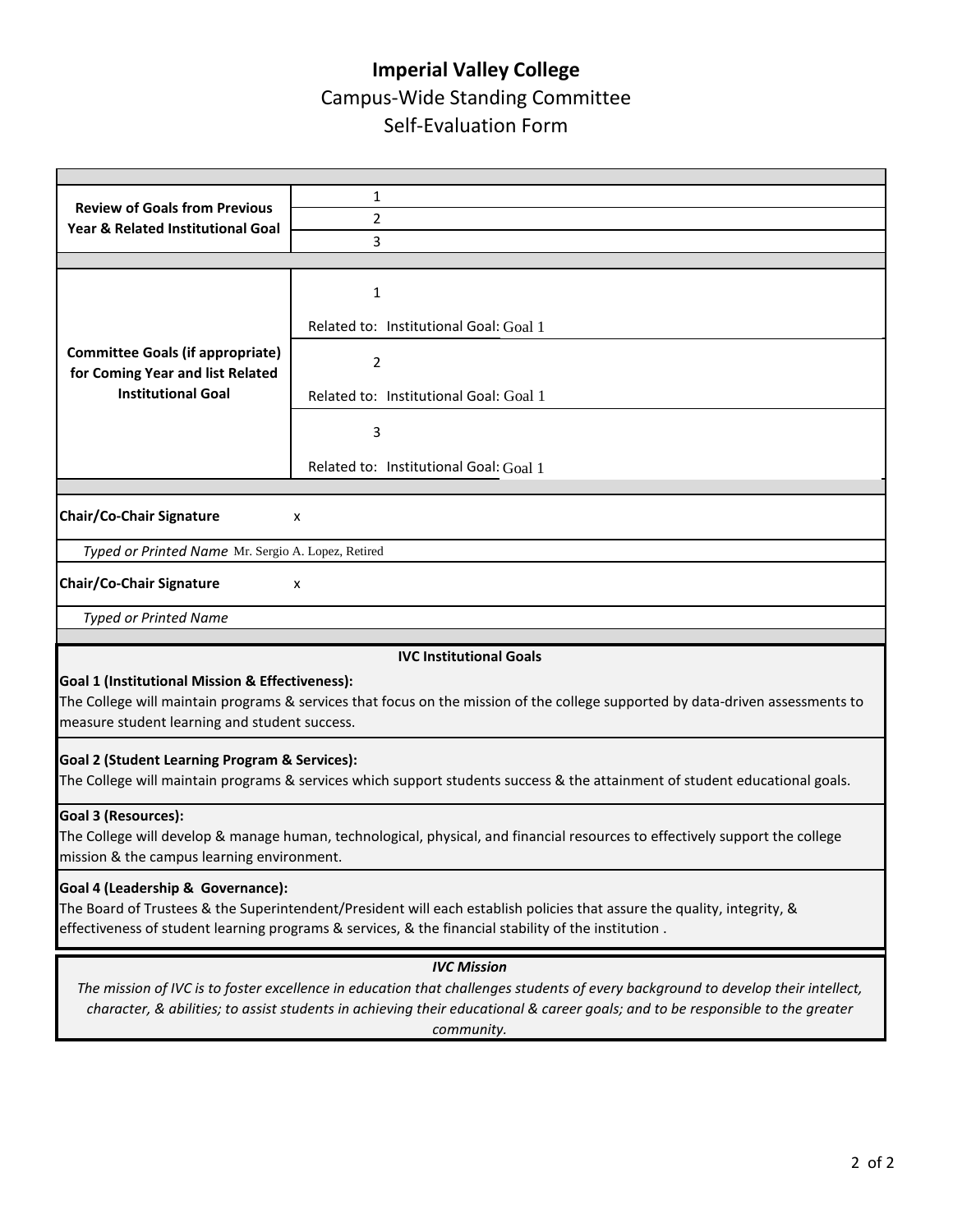**Imperial Valley College**

Campus-Wide Standing Committee

Self-Evaluation Form

| | |
|---|---|
| **Review of Goals from Previous Year & Related Institutional Goal** | 1 |
| | 2 |
| | 3 |
| **Committee Goals (if appropriate) for Coming Year and list Related Institutional Goal** | 1<br>Related to: Institutional Goal: Goal 1 |
| | 2<br>Related to: Institutional Goal: Goal 1 |
| | 3<br>Related to: Institutional Goal: Goal 1 |

**Chair/Co-Chair Signature** x

*Typed or Printed Name* Mr. Sergio A. Lopez, Retired

**Chair/Co-Chair Signature** x

*Typed or Printed Name*

**IVC Institutional Goals**

**Goal 1 (Institutional Mission & Effectiveness):**
The College will maintain programs & services that focus on the mission of the college supported by data-driven assessments to measure student learning and student success.

**Goal 2 (Student Learning Program & Services):**
The College will maintain programs & services which support students success & the attainment of student educational goals.

**Goal 3 (Resources):**
The College will develop & manage human, technological, physical, and financial resources to effectively support the college mission & the campus learning environment.

**Goal 4 (Leadership & Governance):**
The Board of Trustees & the Superintendent/President will each establish policies that assure the quality, integrity, & effectiveness of student learning programs & services, & the financial stability of the institution .

***IVC Mission***

*The mission of IVC is to foster excellence in education that challenges students of every background to develop their intellect, character, & abilities; to assist students in achieving their educational & career goals; and to be responsible to the greater community.*